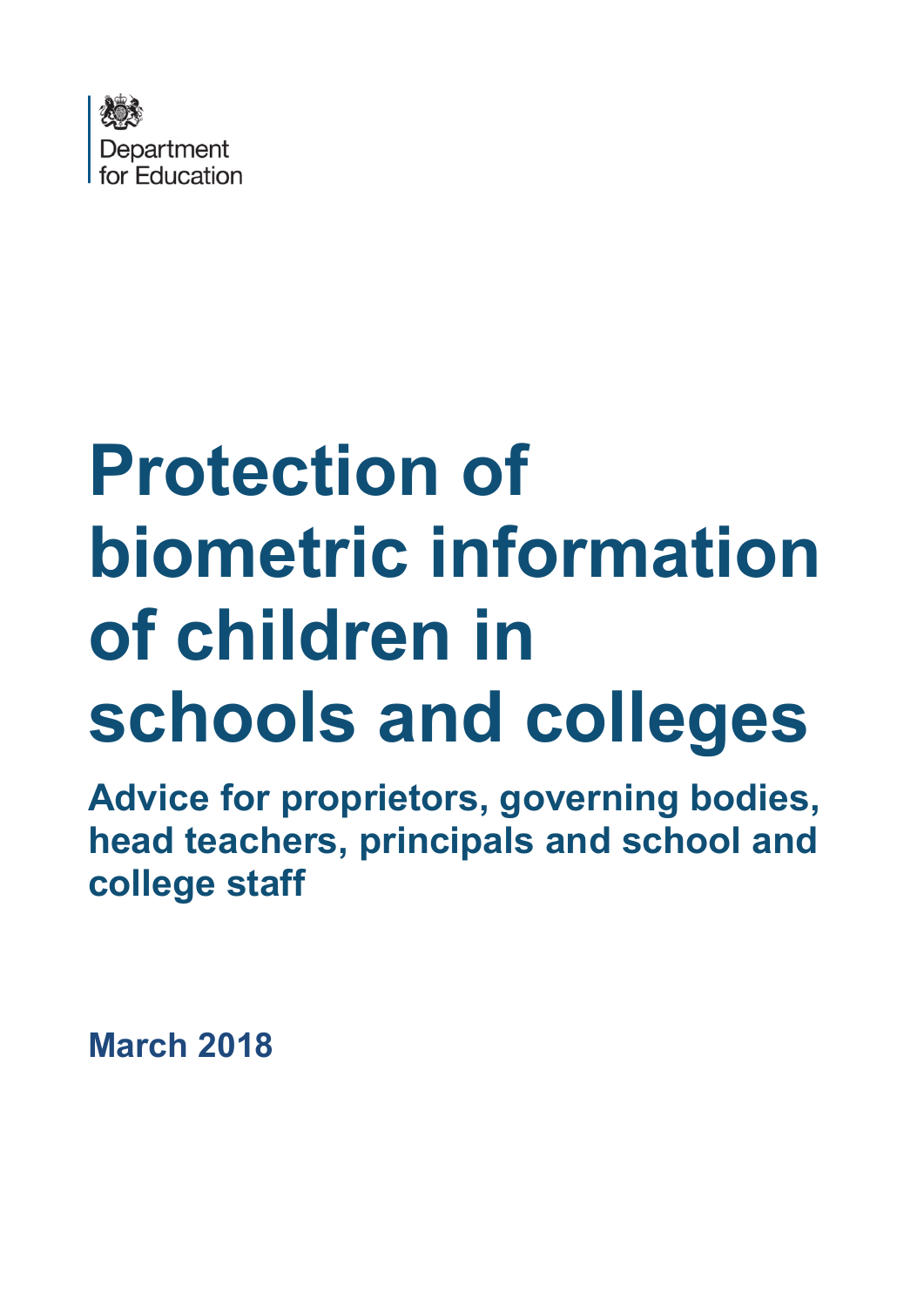Department for Education

# Protection of biometric information of children in schools and colleges

## Advice for proprietors, governing bodies, head teachers, principals and school and college staff

**March 2018**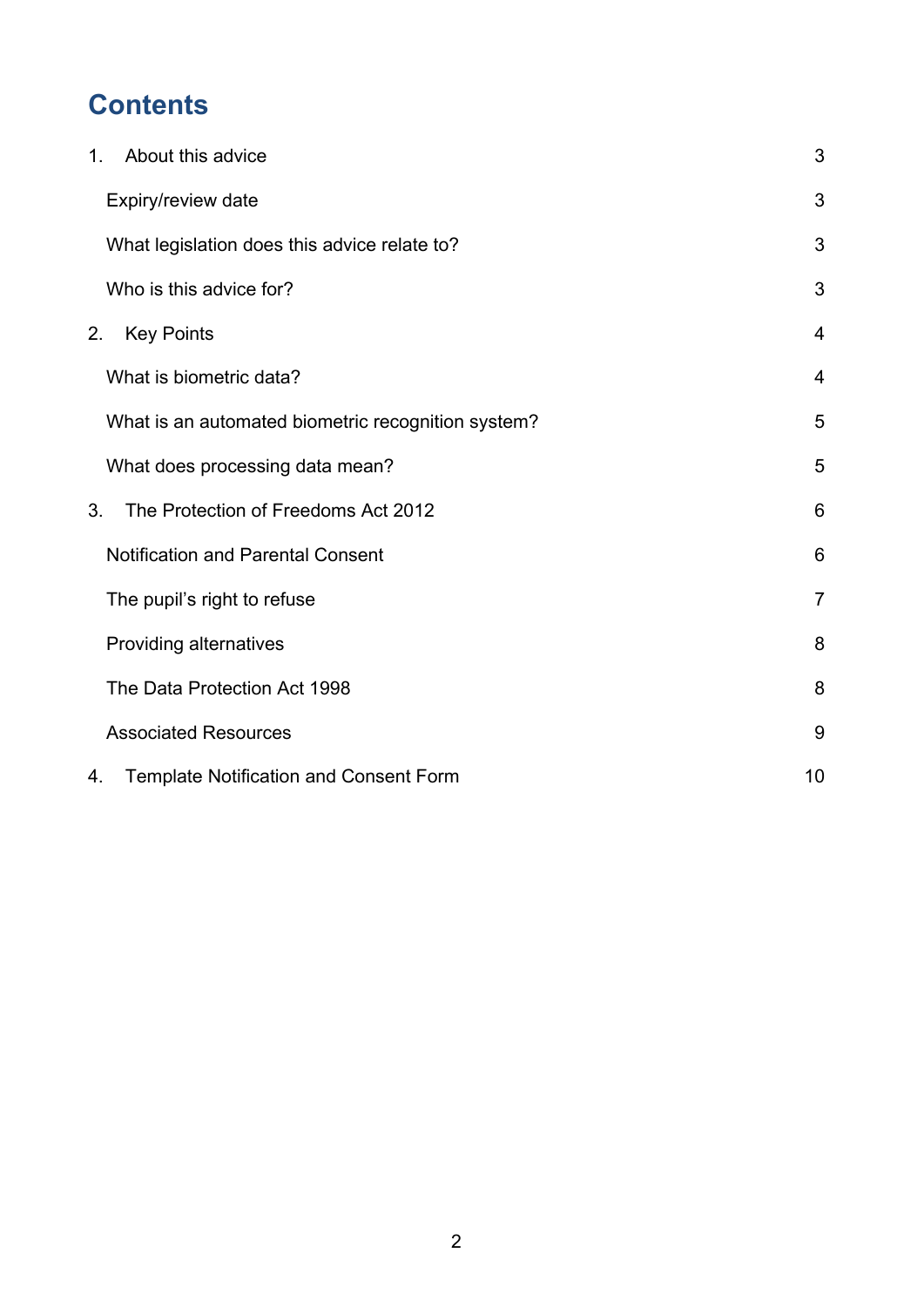# Contents

| | |
|---|---|
| 1. About this advice | 3 |
| Expiry/review date | 3 |
| What legislation does this advice relate to? | 3 |
| Who is this advice for? | 3 |
| 2. Key Points | 4 |
| What is biometric data? | 4 |
| What is an automated biometric recognition system? | 5 |
| What does processing data mean? | 5 |
| 3. The Protection of Freedoms Act 2012 | 6 |
| Notification and Parental Consent | 6 |
| The pupil's right to refuse | 7 |
| Providing alternatives | 8 |
| The Data Protection Act 1998 | 8 |
| Associated Resources | 9 |
| 4. Template Notification and Consent Form | 10 |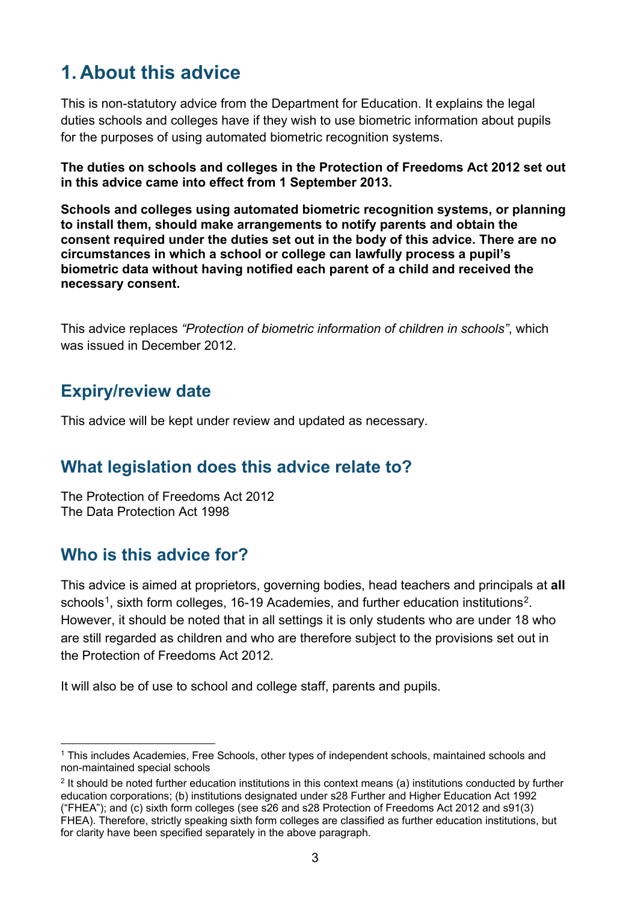# 1. About this advice

This is non-statutory advice from the Department for Education. It explains the legal duties schools and colleges have if they wish to use biometric information about pupils for the purposes of using automated biometric recognition systems.

**The duties on schools and colleges in the Protection of Freedoms Act 2012 set out in this advice came into effect from 1 September 2013.**

**Schools and colleges using automated biometric recognition systems, or planning to install them, should make arrangements to notify parents and obtain the consent required under the duties set out in the body of this advice. There are no circumstances in which a school or college can lawfully process a pupil's biometric data without having notified each parent of a child and received the necessary consent.**

This advice replaces *"Protection of biometric information of children in schools"*, which was issued in December 2012.

## Expiry/review date

This advice will be kept under review and updated as necessary.

## What legislation does this advice relate to?

The Protection of Freedoms Act 2012
The Data Protection Act 1998

## Who is this advice for?

This advice is aimed at proprietors, governing bodies, head teachers and principals at **all** schools[1], sixth form colleges, 16-19 Academies, and further education institutions[2]. However, it should be noted that in all settings it is only students who are under 18 who are still regarded as children and who are therefore subject to the provisions set out in the Protection of Freedoms Act 2012.

It will also be of use to school and college staff, parents and pupils.

---

[1] This includes Academies, Free Schools, other types of independent schools, maintained schools and non-maintained special schools

[2] It should be noted further education institutions in this context means (a) institutions conducted by further education corporations; (b) institutions designated under s28 Further and Higher Education Act 1992 ("FHEA"); and (c) sixth form colleges (see s26 and s28 Protection of Freedoms Act 2012 and s91(3) FHEA). Therefore, strictly speaking sixth form colleges are classified as further education institutions, but for clarity have been specified separately in the above paragraph.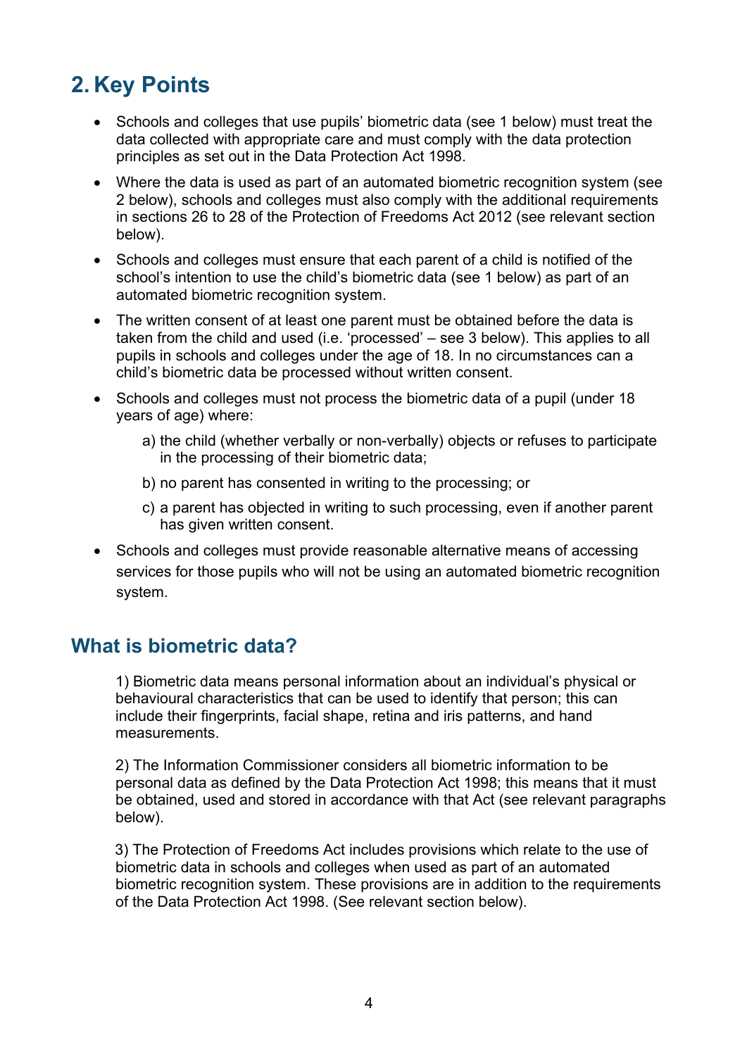## 2. Key Points

- Schools and colleges that use pupils' biometric data (see 1 below) must treat the data collected with appropriate care and must comply with the data protection principles as set out in the Data Protection Act 1998.
- Where the data is used as part of an automated biometric recognition system (see 2 below), schools and colleges must also comply with the additional requirements in sections 26 to 28 of the Protection of Freedoms Act 2012 (see relevant section below).
- Schools and colleges must ensure that each parent of a child is notified of the school's intention to use the child's biometric data (see 1 below) as part of an automated biometric recognition system.
- The written consent of at least one parent must be obtained before the data is taken from the child and used (i.e. 'processed' – see 3 below). This applies to all pupils in schools and colleges under the age of 18. In no circumstances can a child's biometric data be processed without written consent.
- Schools and colleges must not process the biometric data of a pupil (under 18 years of age) where:
  - a) the child (whether verbally or non-verbally) objects or refuses to participate in the processing of their biometric data;
  - b) no parent has consented in writing to the processing; or
  - c) a parent has objected in writing to such processing, even if another parent has given written consent.
- Schools and colleges must provide reasonable alternative means of accessing services for those pupils who will not be using an automated biometric recognition system.

### What is biometric data?

1) Biometric data means personal information about an individual's physical or behavioural characteristics that can be used to identify that person; this can include their fingerprints, facial shape, retina and iris patterns, and hand measurements.

2) The Information Commissioner considers all biometric information to be personal data as defined by the Data Protection Act 1998; this means that it must be obtained, used and stored in accordance with that Act (see relevant paragraphs below).

3) The Protection of Freedoms Act includes provisions which relate to the use of biometric data in schools and colleges when used as part of an automated biometric recognition system. These provisions are in addition to the requirements of the Data Protection Act 1998. (See relevant section below).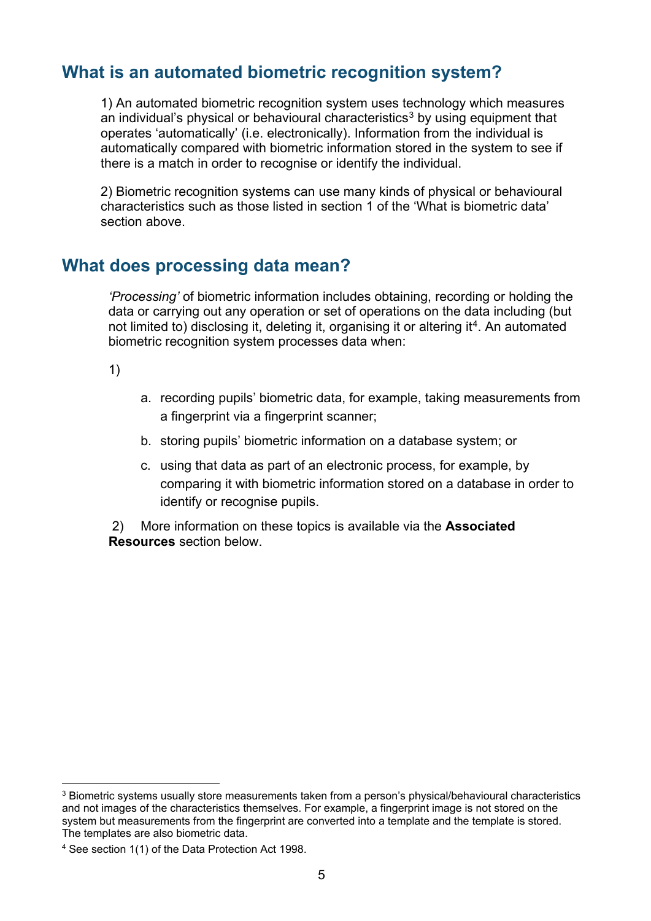## What is an automated biometric recognition system?

1) An automated biometric recognition system uses technology which measures an individual's physical or behavioural characteristics[3] by using equipment that operates 'automatically' (i.e. electronically). Information from the individual is automatically compared with biometric information stored in the system to see if there is a match in order to recognise or identify the individual.

2) Biometric recognition systems can use many kinds of physical or behavioural characteristics such as those listed in section 1 of the 'What is biometric data' section above.

## What does processing data mean?

*'Processing'* of biometric information includes obtaining, recording or holding the data or carrying out any operation or set of operations on the data including (but not limited to) disclosing it, deleting it, organising it or altering it[4]. An automated biometric recognition system processes data when:

1)

a. recording pupils' biometric data, for example, taking measurements from a fingerprint via a fingerprint scanner;

b. storing pupils' biometric information on a database system; or

c. using that data as part of an electronic process, for example, by comparing it with biometric information stored on a database in order to identify or recognise pupils.

2) More information on these topics is available via the **Associated Resources** section below.

---

[3] Biometric systems usually store measurements taken from a person's physical/behavioural characteristics and not images of the characteristics themselves. For example, a fingerprint image is not stored on the system but measurements from the fingerprint are converted into a template and the template is stored. The templates are also biometric data.

[4] See section 1(1) of the Data Protection Act 1998.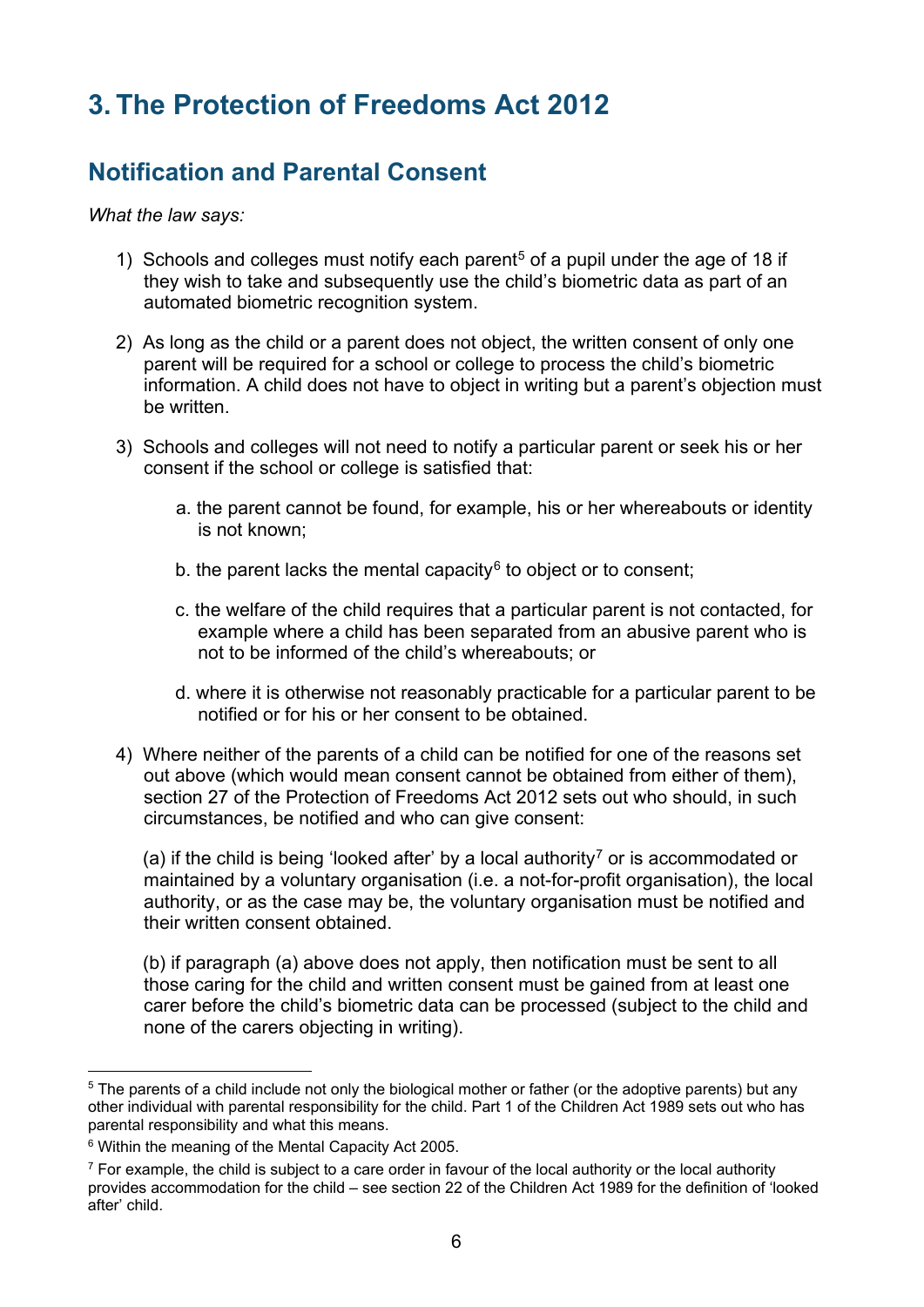# 3. The Protection of Freedoms Act 2012

## Notification and Parental Consent

*What the law says:*

1) Schools and colleges must notify each parent[5] of a pupil under the age of 18 if they wish to take and subsequently use the child's biometric data as part of an automated biometric recognition system.

2) As long as the child or a parent does not object, the written consent of only one parent will be required for a school or college to process the child's biometric information. A child does not have to object in writing but a parent's objection must be written.

3) Schools and colleges will not need to notify a particular parent or seek his or her consent if the school or college is satisfied that:

   a. the parent cannot be found, for example, his or her whereabouts or identity is not known;

   b. the parent lacks the mental capacity[6] to object or to consent;

   c. the welfare of the child requires that a particular parent is not contacted, for example where a child has been separated from an abusive parent who is not to be informed of the child's whereabouts; or

   d. where it is otherwise not reasonably practicable for a particular parent to be notified or for his or her consent to be obtained.

4) Where neither of the parents of a child can be notified for one of the reasons set out above (which would mean consent cannot be obtained from either of them), section 27 of the Protection of Freedoms Act 2012 sets out who should, in such circumstances, be notified and who can give consent:

   (a) if the child is being 'looked after' by a local authority[7] or is accommodated or maintained by a voluntary organisation (i.e. a not-for-profit organisation), the local authority, or as the case may be, the voluntary organisation must be notified and their written consent obtained.

   (b) if paragraph (a) above does not apply, then notification must be sent to all those caring for the child and written consent must be gained from at least one carer before the child's biometric data can be processed (subject to the child and none of the carers objecting in writing).

---

[5] The parents of a child include not only the biological mother or father (or the adoptive parents) but any other individual with parental responsibility for the child. Part 1 of the Children Act 1989 sets out who has parental responsibility and what this means.

[6] Within the meaning of the Mental Capacity Act 2005.

[7] For example, the child is subject to a care order in favour of the local authority or the local authority provides accommodation for the child – see section 22 of the Children Act 1989 for the definition of 'looked after' child.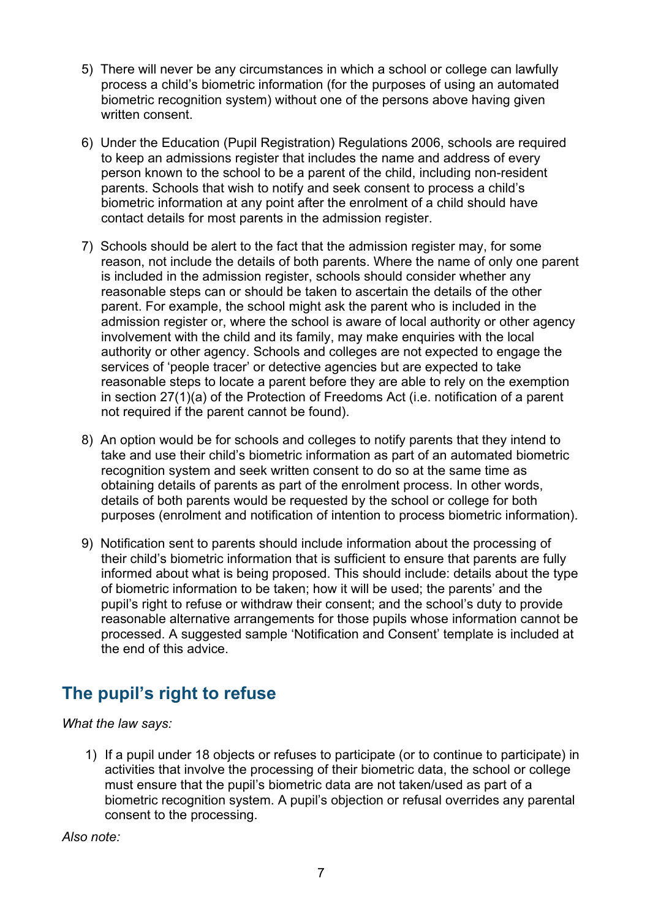5) There will never be any circumstances in which a school or college can lawfully process a child's biometric information (for the purposes of using an automated biometric recognition system) without one of the persons above having given written consent.

6) Under the Education (Pupil Registration) Regulations 2006, schools are required to keep an admissions register that includes the name and address of every person known to the school to be a parent of the child, including non-resident parents. Schools that wish to notify and seek consent to process a child's biometric information at any point after the enrolment of a child should have contact details for most parents in the admission register.

7) Schools should be alert to the fact that the admission register may, for some reason, not include the details of both parents. Where the name of only one parent is included in the admission register, schools should consider whether any reasonable steps can or should be taken to ascertain the details of the other parent. For example, the school might ask the parent who is included in the admission register or, where the school is aware of local authority or other agency involvement with the child and its family, may make enquiries with the local authority or other agency. Schools and colleges are not expected to engage the services of 'people tracer' or detective agencies but are expected to take reasonable steps to locate a parent before they are able to rely on the exemption in section 27(1)(a) of the Protection of Freedoms Act (i.e. notification of a parent not required if the parent cannot be found).

8) An option would be for schools and colleges to notify parents that they intend to take and use their child's biometric information as part of an automated biometric recognition system and seek written consent to do so at the same time as obtaining details of parents as part of the enrolment process. In other words, details of both parents would be requested by the school or college for both purposes (enrolment and notification of intention to process biometric information).

9) Notification sent to parents should include information about the processing of their child's biometric information that is sufficient to ensure that parents are fully informed about what is being proposed. This should include: details about the type of biometric information to be taken; how it will be used; the parents' and the pupil's right to refuse or withdraw their consent; and the school's duty to provide reasonable alternative arrangements for those pupils whose information cannot be processed. A suggested sample 'Notification and Consent' template is included at the end of this advice.

## The pupil's right to refuse

*What the law says:*

1) If a pupil under 18 objects or refuses to participate (or to continue to participate) in activities that involve the processing of their biometric data, the school or college must ensure that the pupil's biometric data are not taken/used as part of a biometric recognition system. A pupil's objection or refusal overrides any parental consent to the processing.

*Also note:*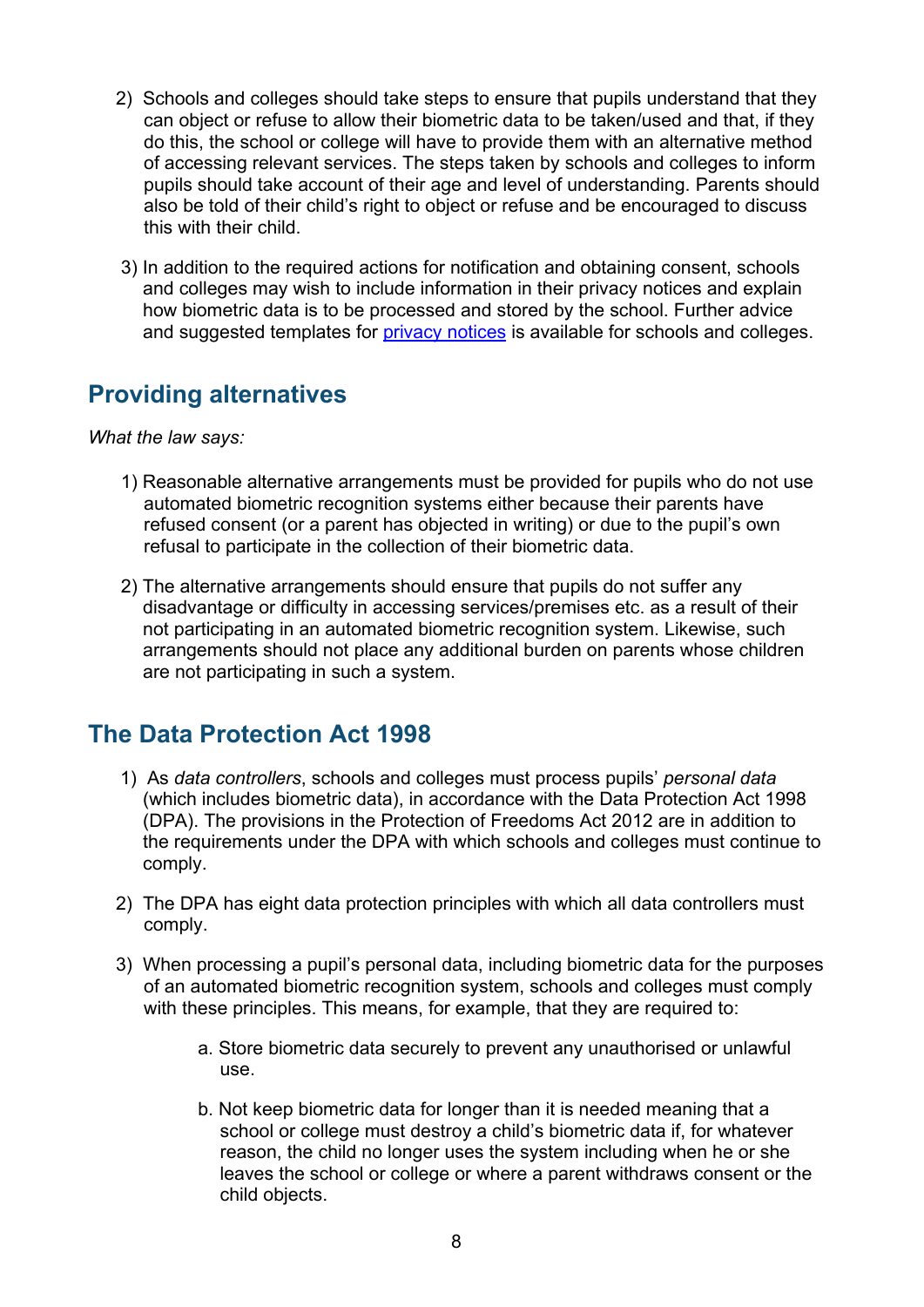2) Schools and colleges should take steps to ensure that pupils understand that they can object or refuse to allow their biometric data to be taken/used and that, if they do this, the school or college will have to provide them with an alternative method of accessing relevant services. The steps taken by schools and colleges to inform pupils should take account of their age and level of understanding. Parents should also be told of their child's right to object or refuse and be encouraged to discuss this with their child.

3) In addition to the required actions for notification and obtaining consent, schools and colleges may wish to include information in their privacy notices and explain how biometric data is to be processed and stored by the school. Further advice and suggested templates for [privacy notices](privacy notices) is available for schools and colleges.

## Providing alternatives

*What the law says:*

1) Reasonable alternative arrangements must be provided for pupils who do not use automated biometric recognition systems either because their parents have refused consent (or a parent has objected in writing) or due to the pupil's own refusal to participate in the collection of their biometric data.

2) The alternative arrangements should ensure that pupils do not suffer any disadvantage or difficulty in accessing services/premises etc. as a result of their not participating in an automated biometric recognition system. Likewise, such arrangements should not place any additional burden on parents whose children are not participating in such a system.

## The Data Protection Act 1998

1) As *data controllers*, schools and colleges must process pupils' *personal data* (which includes biometric data), in accordance with the Data Protection Act 1998 (DPA). The provisions in the Protection of Freedoms Act 2012 are in addition to the requirements under the DPA with which schools and colleges must continue to comply.

2) The DPA has eight data protection principles with which all data controllers must comply.

3) When processing a pupil's personal data, including biometric data for the purposes of an automated biometric recognition system, schools and colleges must comply with these principles. This means, for example, that they are required to:

   a. Store biometric data securely to prevent any unauthorised or unlawful use.

   b. Not keep biometric data for longer than it is needed meaning that a school or college must destroy a child's biometric data if, for whatever reason, the child no longer uses the system including when he or she leaves the school or college or where a parent withdraws consent or the child objects.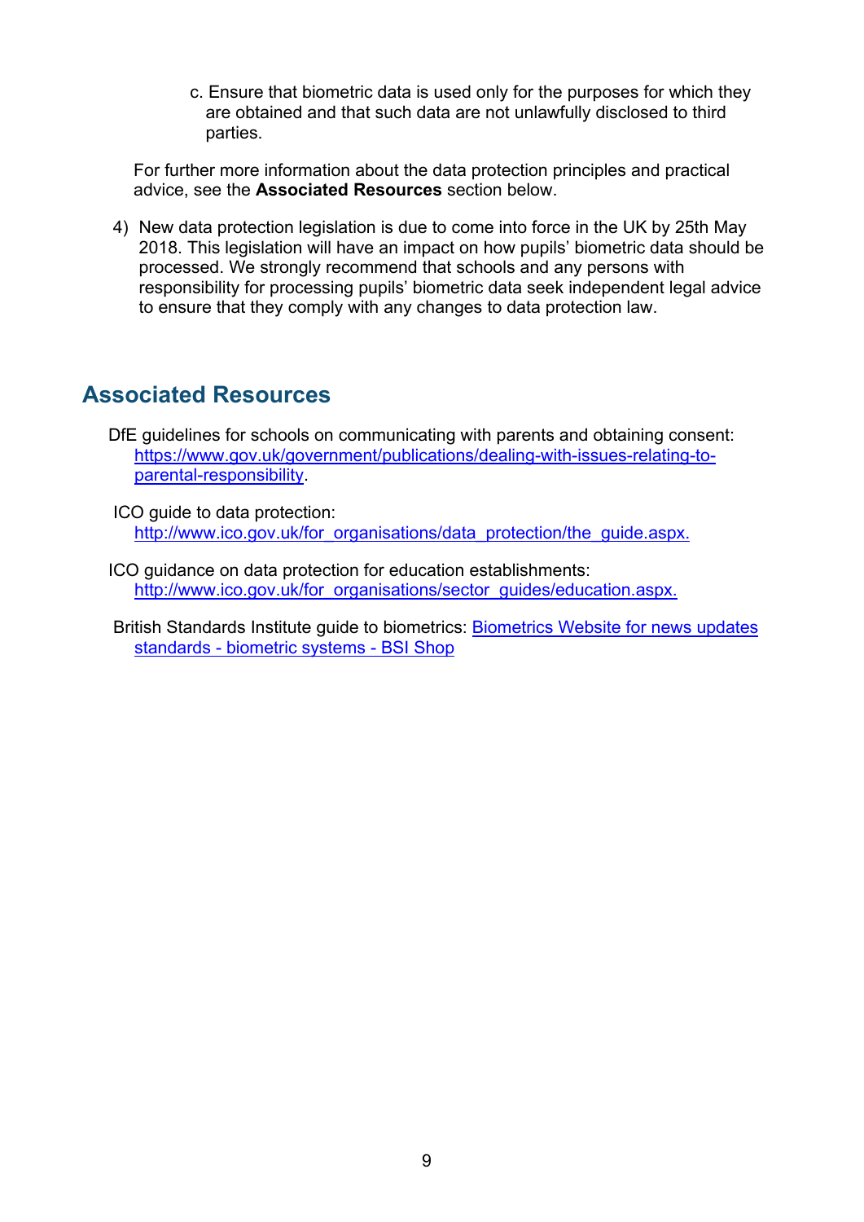c. Ensure that biometric data is used only for the purposes for which they are obtained and that such data are not unlawfully disclosed to third parties.

For further more information about the data protection principles and practical advice, see the **Associated Resources** section below.

4) New data protection legislation is due to come into force in the UK by 25th May 2018. This legislation will have an impact on how pupils' biometric data should be processed. We strongly recommend that schools and any persons with responsibility for processing pupils' biometric data seek independent legal advice to ensure that they comply with any changes to data protection law.

## Associated Resources

DfE guidelines for schools on communicating with parents and obtaining consent: https://www.gov.uk/government/publications/dealing-with-issues-relating-to-parental-responsibility.

ICO guide to data protection: http://www.ico.gov.uk/for_organisations/data_protection/the_guide.aspx.

ICO guidance on data protection for education establishments: http://www.ico.gov.uk/for_organisations/sector_guides/education.aspx.

British Standards Institute guide to biometrics: Biometrics Website for news updates standards - biometric systems - BSI Shop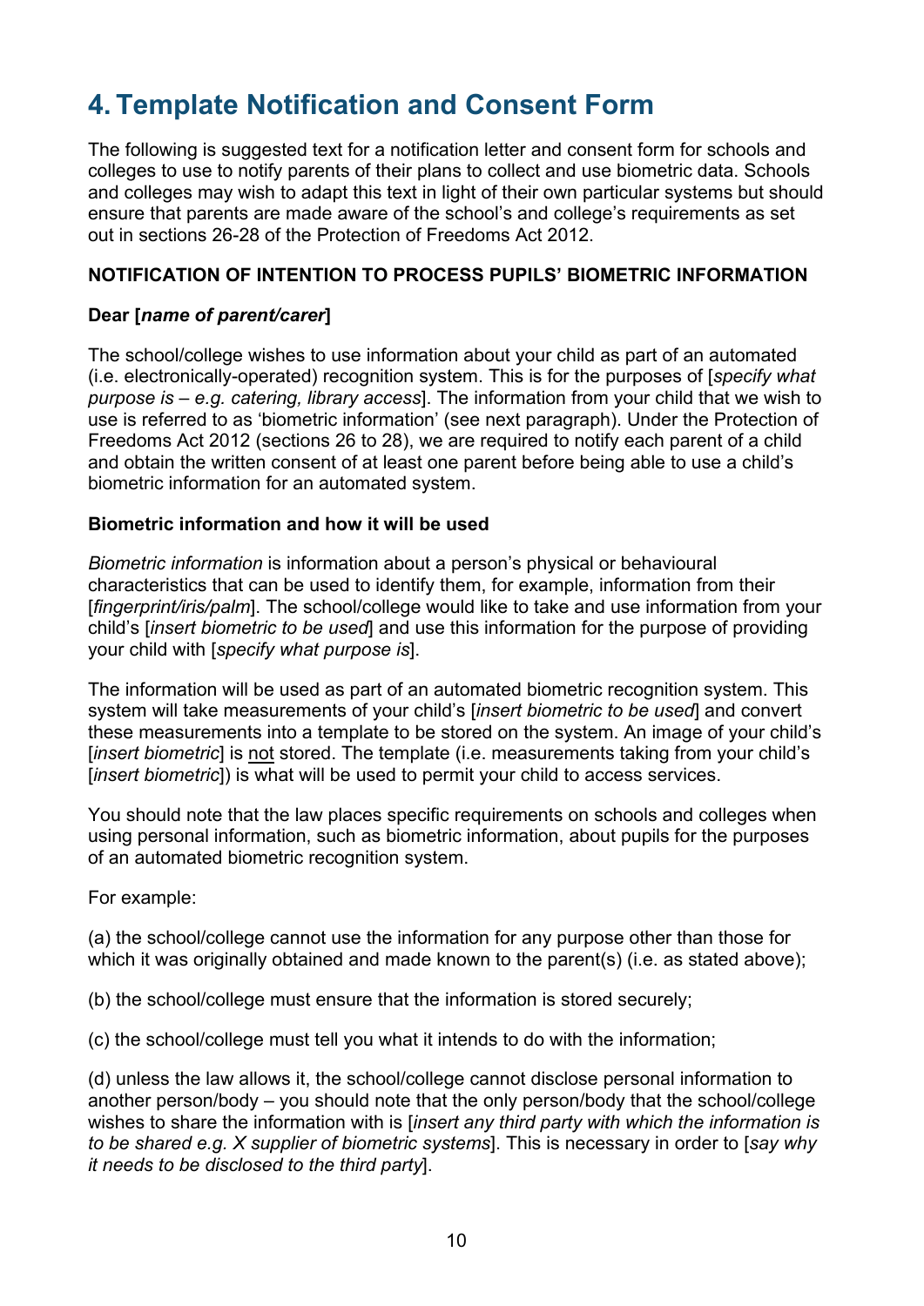# 4. Template Notification and Consent Form

The following is suggested text for a notification letter and consent form for schools and colleges to use to notify parents of their plans to collect and use biometric data. Schools and colleges may wish to adapt this text in light of their own particular systems but should ensure that parents are made aware of the school's and college's requirements as set out in sections 26-28 of the Protection of Freedoms Act 2012.

**NOTIFICATION OF INTENTION TO PROCESS PUPILS' BIOMETRIC INFORMATION**

**Dear [*name of parent/carer*]**

The school/college wishes to use information about your child as part of an automated (i.e. electronically-operated) recognition system. This is for the purposes of [*specify what purpose is – e.g. catering, library access*]. The information from your child that we wish to use is referred to as 'biometric information' (see next paragraph). Under the Protection of Freedoms Act 2012 (sections 26 to 28), we are required to notify each parent of a child and obtain the written consent of at least one parent before being able to use a child's biometric information for an automated system.

**Biometric information and how it will be used**

*Biometric information* is information about a person's physical or behavioural characteristics that can be used to identify them, for example, information from their [*fingerprint/iris/palm*]. The school/college would like to take and use information from your child's [*insert biometric to be used*] and use this information for the purpose of providing your child with [*specify what purpose is*].

The information will be used as part of an automated biometric recognition system. This system will take measurements of your child's [*insert biometric to be used*] and convert these measurements into a template to be stored on the system. An image of your child's [*insert biometric*] is <u>not</u> stored. The template (i.e. measurements taking from your child's [*insert biometric*]) is what will be used to permit your child to access services.

You should note that the law places specific requirements on schools and colleges when using personal information, such as biometric information, about pupils for the purposes of an automated biometric recognition system.

For example:

(a) the school/college cannot use the information for any purpose other than those for which it was originally obtained and made known to the parent(s) (i.e. as stated above);

(b) the school/college must ensure that the information is stored securely;

(c) the school/college must tell you what it intends to do with the information;

(d) unless the law allows it, the school/college cannot disclose personal information to another person/body – you should note that the only person/body that the school/college wishes to share the information with is [*insert any third party with which the information is to be shared e.g. X supplier of biometric systems*]. This is necessary in order to [*say why it needs to be disclosed to the third party*].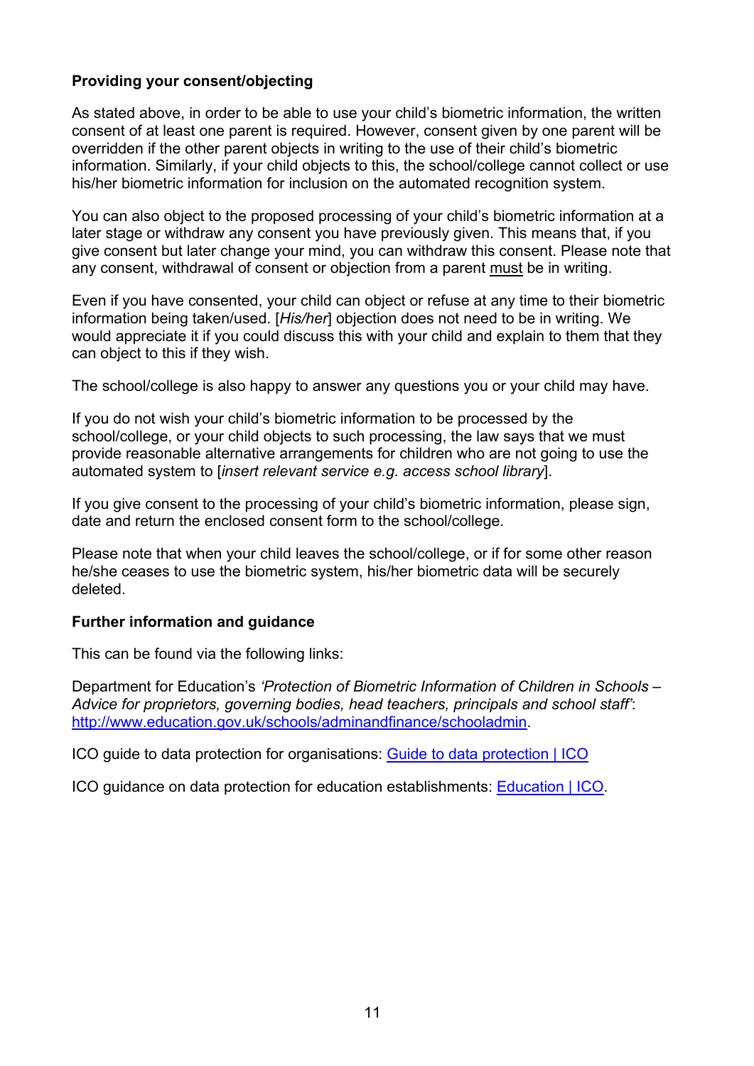**Providing your consent/objecting**

As stated above, in order to be able to use your child's biometric information, the written consent of at least one parent is required. However, consent given by one parent will be overridden if the other parent objects in writing to the use of their child's biometric information. Similarly, if your child objects to this, the school/college cannot collect or use his/her biometric information for inclusion on the automated recognition system.

You can also object to the proposed processing of your child's biometric information at a later stage or withdraw any consent you have previously given. This means that, if you give consent but later change your mind, you can withdraw this consent. Please note that any consent, withdrawal of consent or objection from a parent <u>must</u> be in writing.

Even if you have consented, your child can object or refuse at any time to their biometric information being taken/used. [*His/her*] objection does not need to be in writing. We would appreciate it if you could discuss this with your child and explain to them that they can object to this if they wish.

The school/college is also happy to answer any questions you or your child may have.

If you do not wish your child's biometric information to be processed by the school/college, or your child objects to such processing, the law says that we must provide reasonable alternative arrangements for children who are not going to use the automated system to [*insert relevant service e.g. access school library*].

If you give consent to the processing of your child's biometric information, please sign, date and return the enclosed consent form to the school/college.

Please note that when your child leaves the school/college, or if for some other reason he/she ceases to use the biometric system, his/her biometric data will be securely deleted.

**Further information and guidance**

This can be found via the following links:

Department for Education's *'Protection of Biometric Information of Children in Schools – Advice for proprietors, governing bodies, head teachers, principals and school staff'*: [http://www.education.gov.uk/schools/adminandfinance/schooladmin](http://www.education.gov.uk/schools/adminandfinance/schooladmin).

ICO guide to data protection for organisations: [Guide to data protection | ICO]

ICO guidance on data protection for education establishments: [Education | ICO].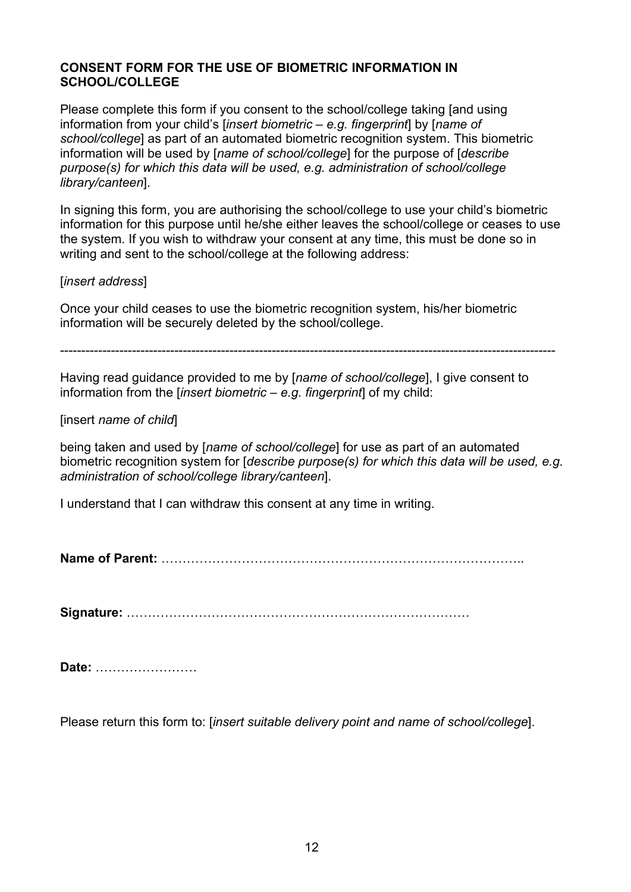**CONSENT FORM FOR THE USE OF BIOMETRIC INFORMATION IN SCHOOL/COLLEGE**

Please complete this form if you consent to the school/college taking [and using information from your child's [*insert biometric – e.g. fingerprint*] by [*name of school/college*] as part of an automated biometric recognition system. This biometric information will be used by [*name of school/college*] for the purpose of [*describe purpose(s) for which this data will be used, e.g. administration of school/college library/canteen*].

In signing this form, you are authorising the school/college to use your child's biometric information for this purpose until he/she either leaves the school/college or ceases to use the system. If you wish to withdraw your consent at any time, this must be done so in writing and sent to the school/college at the following address:

[*insert address*]

Once your child ceases to use the biometric recognition system, his/her biometric information will be securely deleted by the school/college.

---

Having read guidance provided to me by [*name of school/college*], I give consent to information from the [*insert biometric – e.g. fingerprint*] of my child:

[insert *name of child*]

being taken and used by [*name of school/college*] for use as part of an automated biometric recognition system for [*describe purpose(s) for which this data will be used, e.g. administration of school/college library/canteen*].

I understand that I can withdraw this consent at any time in writing.

**Name of Parent:** …………………………………………………………………………..

**Signature:** ………………………………………………………………………

**Date:** ……………………

Please return this form to: [*insert suitable delivery point and name of school/college*].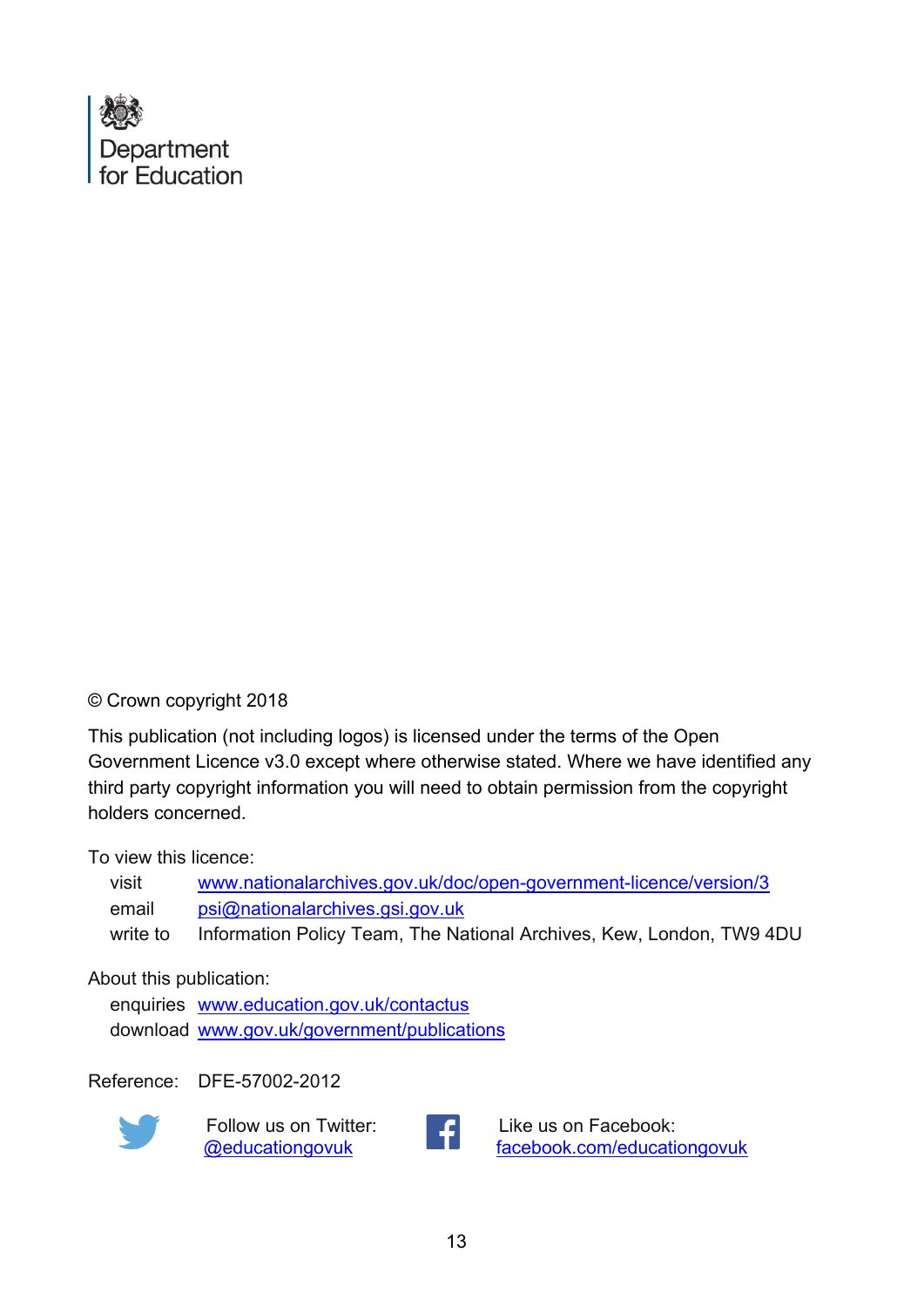Department for Education

© Crown copyright 2018

This publication (not including logos) is licensed under the terms of the Open Government Licence v3.0 except where otherwise stated. Where we have identified any third party copyright information you will need to obtain permission from the copyright holders concerned.

To view this licence:

visit [www.nationalarchives.gov.uk/doc/open-government-licence/version/3](http://www.nationalarchives.gov.uk/doc/open-government-licence/version/3)
email [psi@nationalarchives.gsi.gov.uk](mailto:psi@nationalarchives.gsi.gov.uk)
write to Information Policy Team, The National Archives, Kew, London, TW9 4DU

About this publication:

enquiries [www.education.gov.uk/contactus](http://www.education.gov.uk/contactus)
download [www.gov.uk/government/publications](http://www.gov.uk/government/publications)

Reference: DFE-57002-2012

Follow us on Twitter: [@educationgovuk](https://twitter.com/educationgovuk)

Like us on Facebook: [facebook.com/educationgovuk](https://www.facebook.com/educationgovuk)